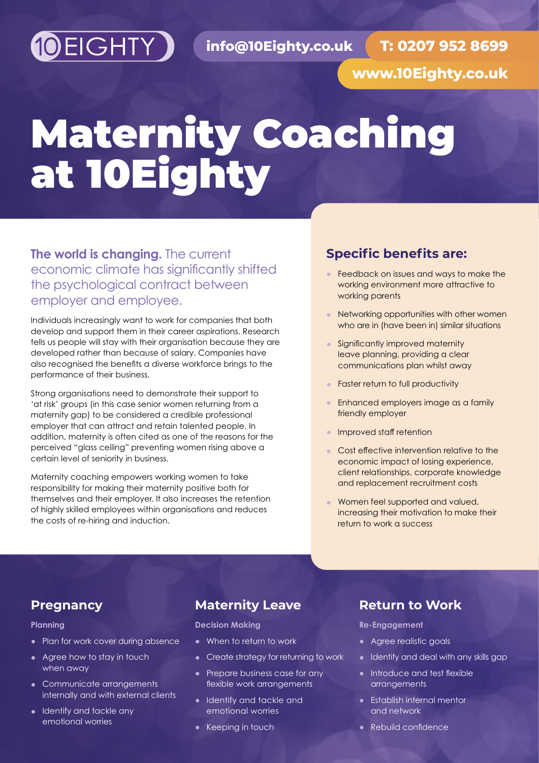10EIGHTY

info@10Eighty.co.uk

T: 0207 952 8699

www.10Eighty.co.uk

# Maternity Coaching at 10Eighty

**The world is changing.** The current economic climate has significantly shifted the psychological contract between employer and employee.

Individuals increasingly want to work for companies that both develop and support them in their career aspirations. Research tells us people will stay with their organisation because they are developed rather than because of salary. Companies have also recognised the benefits a diverse workforce brings to the performance of their business.

Strong organisations need to demonstrate their support to 'at risk' groups (in this case senior women returning from a maternity gap) to be considered a credible professional employer that can attract and retain talented people. In addition, maternity is often cited as one of the reasons for the perceived "glass ceiling" preventing women rising above a certain level of seniority in business.

Maternity coaching empowers working women to take responsibility for making their maternity positive both for themselves and their employer. It also increases the retention of highly skilled employees within organisations and reduces the costs of re-hiring and induction.

## Specific benefits are:

- Feedback on issues and ways to make the working environment more attractive to working parents
- Networking opportunities with other women who are in (have been in) similar situations
- Significantly improved maternity leave planning, providing a clear communications plan whilst away
- Faster return to full productivity
- Enhanced employers image as a family friendly employer
- Improved staff retention
- Cost effective intervention relative to the economic impact of losing experience, client relationships, corporate knowledge and replacement recruitment costs
- Women feel supported and valued, increasing their motivation to make their return to work a success

## Pregnancy

**Planning**

- Plan for work cover during absence
- Agree how to stay in touch when away
- Communicate arrangements internally and with external clients
- Identify and tackle any emotional worries

## Maternity Leave

**Decision Making**

- When to return to work
- Create strategy for returning to work
- Prepare business case for any flexible work arrangements
- Identify and tackle and emotional worries
- Keeping in touch

## Return to Work

**Re-Engagement**

- Agree realistic goals
- Identify and deal with any skills gap
- Introduce and test flexible arrangements
- Establish internal mentor and network
- Rebuild confidence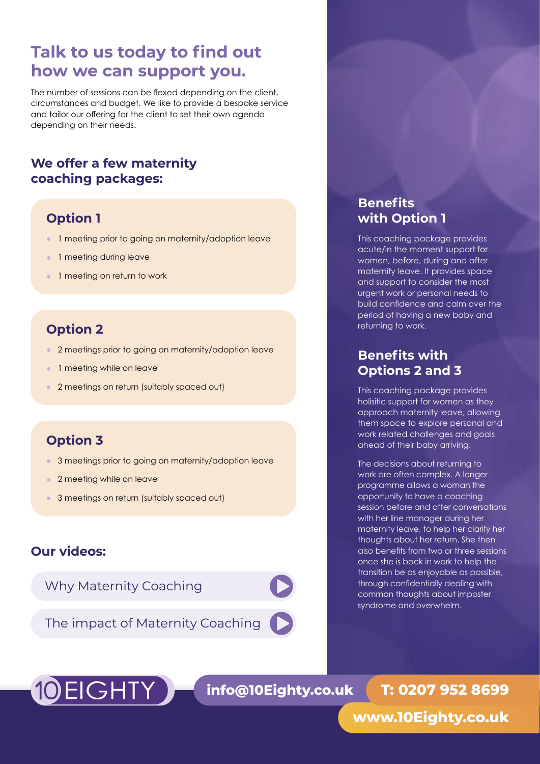## Talk to us today to find out how we can support you.

The number of sessions can be flexed depending on the client, circumstances and budget. We like to provide a bespoke service and tailor our offering for the client to set their own agenda depending on their needs.

### We offer a few maternity coaching packages:

#### Option 1

- 1 meeting prior to going on maternity/adoption leave
- 1 meeting during leave
- 1 meeting on return to work

#### Option 2

- 2 meetings prior to going on maternity/adoption leave
- 1 meeting while on leave
- 2 meetings on return (suitably spaced out)

#### Option 3

- 3 meetings prior to going on maternity/adoption leave
- 2 meeting while on leave
- 3 meetings on return (suitably spaced out)

### Our videos:

- Why Maternity Coaching
- The impact of Maternity Coaching

### Benefits with Option 1

This coaching package provides acute/in the moment support for women, before, during and after maternity leave. It provides space and support to consider the most urgent work or personal needs to build confidence and calm over the period of having a new baby and returning to work.

### Benefits with Options 2 and 3

This coaching package provides holisitic support for women as they approach maternity leave, allowing them space to explore personal and work related challenges and goals ahead of their baby arriving.

The decisions about returning to work are often complex. A longer programme allows a woman the opportunity to have a coaching session before and after conversations with her line manager during her maternity leave, to help her clarify her thoughts about her return. She then also benefits from two or three sessions once she is back in work to help the transition be as enjoyable as possible, through confidentially dealing with common thoughts about imposter syndrome and overwhelm.

10EIGHTY

**info@10Eighty.co.uk** **T: 0207 952 8699**

**www.10Eighty.co.uk**